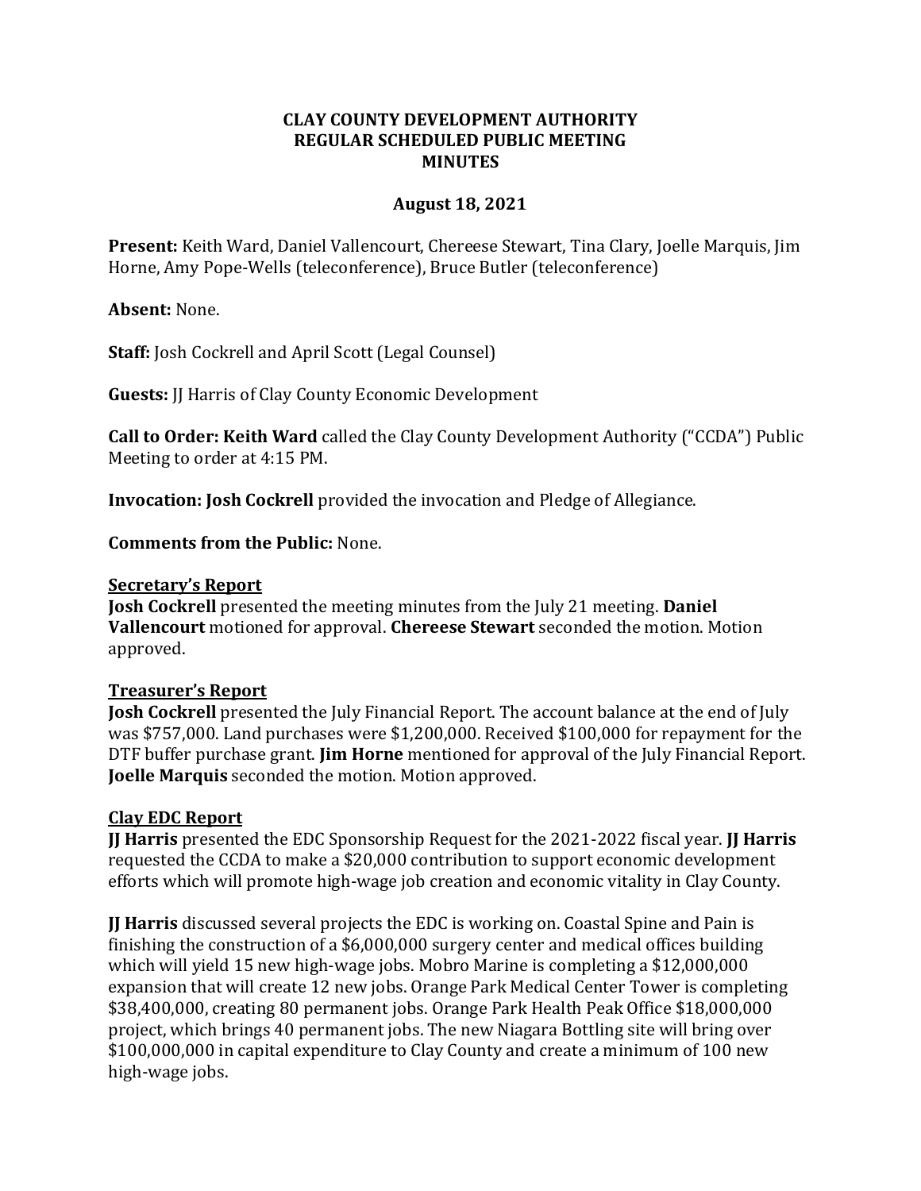**CLAY COUNTY DEVELOPMENT AUTHORITY**
**REGULAR SCHEDULED PUBLIC MEETING**
**MINUTES**

**August 18, 2021**

**Present:** Keith Ward, Daniel Vallencourt, Chereese Stewart, Tina Clary, Joelle Marquis, Jim Horne, Amy Pope-Wells (teleconference), Bruce Butler (teleconference)

**Absent:** None.

**Staff:** Josh Cockrell and April Scott (Legal Counsel)

**Guests:** JJ Harris of Clay County Economic Development

**Call to Order: Keith Ward** called the Clay County Development Authority ("CCDA") Public Meeting to order at 4:15 PM.

**Invocation: Josh Cockrell** provided the invocation and Pledge of Allegiance.

**Comments from the Public:** None.

**Secretary's Report**

**Josh Cockrell** presented the meeting minutes from the July 21 meeting. **Daniel Vallencourt** motioned for approval. **Chereese Stewart** seconded the motion. Motion approved.

**Treasurer's Report**

**Josh Cockrell** presented the July Financial Report. The account balance at the end of July was $757,000. Land purchases were $1,200,000. Received $100,000 for repayment for the DTF buffer purchase grant. **Jim Horne** mentioned for approval of the July Financial Report. **Joelle Marquis** seconded the motion. Motion approved.

**Clay EDC Report**

**JJ Harris** presented the EDC Sponsorship Request for the 2021-2022 fiscal year. **JJ Harris** requested the CCDA to make a $20,000 contribution to support economic development efforts which will promote high-wage job creation and economic vitality in Clay County.

**JJ Harris** discussed several projects the EDC is working on. Coastal Spine and Pain is finishing the construction of a $6,000,000 surgery center and medical offices building which will yield 15 new high-wage jobs. Mobro Marine is completing a $12,000,000 expansion that will create 12 new jobs. Orange Park Medical Center Tower is completing $38,400,000, creating 80 permanent jobs. Orange Park Health Peak Office $18,000,000 project, which brings 40 permanent jobs. The new Niagara Bottling site will bring over $100,000,000 in capital expenditure to Clay County and create a minimum of 100 new high-wage jobs.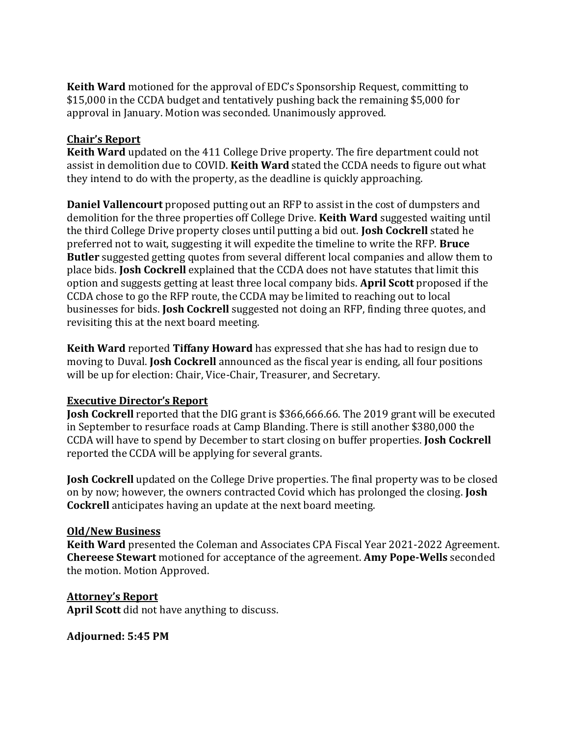**Keith Ward** motioned for the approval of EDC's Sponsorship Request, committing to $15,000 in the CCDA budget and tentatively pushing back the remaining $5,000 for approval in January. Motion was seconded. Unanimously approved.

**Chair's Report**

**Keith Ward** updated on the 411 College Drive property. The fire department could not assist in demolition due to COVID. **Keith Ward** stated the CCDA needs to figure out what they intend to do with the property, as the deadline is quickly approaching.

**Daniel Vallencourt** proposed putting out an RFP to assist in the cost of dumpsters and demolition for the three properties off College Drive. **Keith Ward** suggested waiting until the third College Drive property closes until putting a bid out. **Josh Cockrell** stated he preferred not to wait, suggesting it will expedite the timeline to write the RFP. **Bruce Butler** suggested getting quotes from several different local companies and allow them to place bids. **Josh Cockrell** explained that the CCDA does not have statutes that limit this option and suggests getting at least three local company bids. **April Scott** proposed if the CCDA chose to go the RFP route, the CCDA may be limited to reaching out to local businesses for bids. **Josh Cockrell** suggested not doing an RFP, finding three quotes, and revisiting this at the next board meeting.

**Keith Ward** reported **Tiffany Howard** has expressed that she has had to resign due to moving to Duval. **Josh Cockrell** announced as the fiscal year is ending, all four positions will be up for election: Chair, Vice-Chair, Treasurer, and Secretary.

**Executive Director's Report**

**Josh Cockrell** reported that the DIG grant is $366,666.66. The 2019 grant will be executed in September to resurface roads at Camp Blanding. There is still another $380,000 the CCDA will have to spend by December to start closing on buffer properties. **Josh Cockrell** reported the CCDA will be applying for several grants.

**Josh Cockrell** updated on the College Drive properties. The final property was to be closed on by now; however, the owners contracted Covid which has prolonged the closing. **Josh Cockrell** anticipates having an update at the next board meeting.

**Old/New Business**

**Keith Ward** presented the Coleman and Associates CPA Fiscal Year 2021-2022 Agreement. **Chereese Stewart** motioned for acceptance of the agreement. **Amy Pope-Wells** seconded the motion. Motion Approved.

**Attorney's Report**

**April Scott** did not have anything to discuss.

**Adjourned: 5:45 PM**